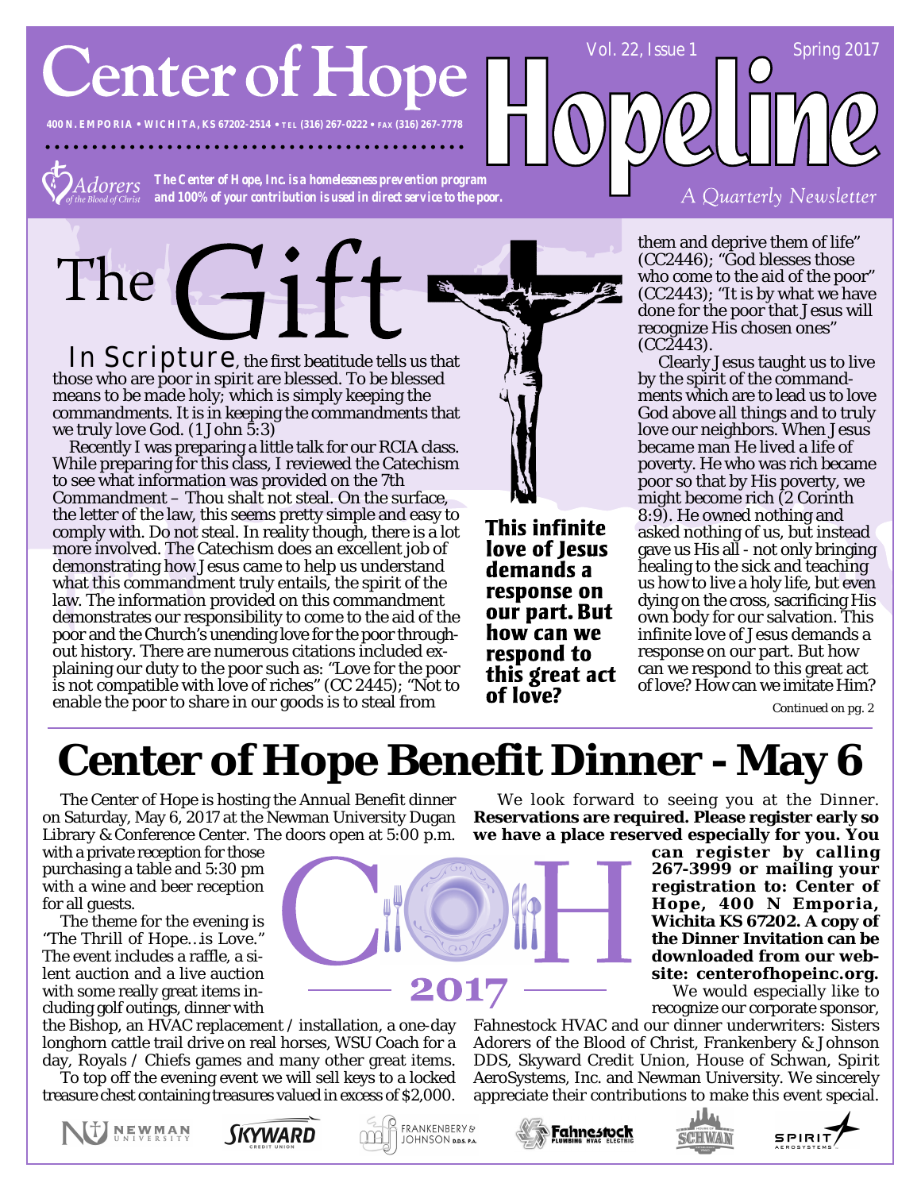# Center of Hope

400 N. EMPORIA • WICHITA, KS 67202-2514 • TEL (316) 267-0222 • FAX (316) 267-7778

# Hopeline

Vol. 22, Issue 1 Spring 2017

*A Quarterly Newsletter*

Adorers of the Blood of Christ

***The Center of Hope, Inc. is a homelessness prevention program and 100% of your contribution is used in direct service to the poor.***

## The Gift

In Scripture, the first beatitude tells us that those who are poor in spirit are blessed. To be blessed means to be made holy; which is simply keeping the commandments. It is in keeping the commandments that we truly love God. (1 John 5:3)

Recently I was preparing a little talk for our RCIA class. While preparing for this class, I reviewed the Catechism to see what information was provided on the 7th Commandment – Thou shalt not steal. On the surface, the letter of the law, this seems pretty simple and easy to comply with. Do not steal. In reality though, there is a lot more involved. The Catechism does an excellent job of demonstrating how Jesus came to help us understand what this commandment truly entails, the spirit of the law. The information provided on this commandment demonstrates our responsibility to come to the aid of the poor and the Church's unending love for the poor throughout history. There are numerous citations included explaining our duty to the poor such as: "Love for the poor is not compatible with love of riches" (CC 2445); "Not to enable the poor to share in our goods is to steal from them and deprive them of life" (CC2446); "God blesses those who come to the aid of the poor" (CC2443); "It is by what we have done for the poor that Jesus will recognize His chosen ones" (CC2443).

**This infinite love of Jesus demands a response on our part. But how can we respond to this great act of love?**

Clearly Jesus taught us to live by the spirit of the commandments which are to lead us to love God above all things and to truly love our neighbors. When Jesus became man He lived a life of poverty. He who was rich became poor so that by His poverty, we might become rich (2 Corinth 8:9). He owned nothing and asked nothing of us, but instead gave us His all - not only bringing healing to the sick and teaching us how to live a holy life, but even dying on the cross, sacrificing His own body for our salvation. This infinite love of Jesus demands a response on our part. But how can we respond to this great act of love? How can we imitate Him?

Continued on pg. 2

# Center of Hope Benefit Dinner - May 6

The Center of Hope is hosting the Annual Benefit dinner on Saturday, May 6, 2017 at the Newman University Dugan Library & Conference Center. The doors open at 5:00 p.m. with a private reception for those purchasing a table and 5:30 pm with a wine and beer reception for all guests.

The theme for the evening is "The Thrill of Hope…is Love." The event includes a raffle, a silent auction and a live auction with some really great items including golf outings, dinner with the Bishop, an HVAC replacement / installation, a one-day longhorn cattle trail drive on real horses, WSU Coach for a day, Royals / Chiefs games and many other great items.

To top off the evening event we will sell keys to a locked treasure chest containing treasures valued in excess of $2,000.

COH 2017

We look forward to seeing you at the Dinner. **Reservations are required. Please register early so we have a place reserved especially for you. You can register by calling 267-3999 or mailing your registration to: Center of Hope, 400 N Emporia, Wichita KS 67202. A copy of the Dinner Invitation can be downloaded from our website: centerofhopeinc.org.**

We would especially like to recognize our corporate sponsor, Fahnestock HVAC and our dinner underwriters: Sisters Adorers of the Blood of Christ, Frankenbery & Johnson DDS, Skyward Credit Union, House of Schwan, Spirit AeroSystems, Inc. and Newman University. We sincerely appreciate their contributions to make this event special.

NEWMAN UNIVERSITY • SKYWARD CREDIT UNION • FRANKENBERY & JOHNSON D.D.S. P.A. • Fahnestock PLUMBING HVAC ELECTRIC • SCHWAN • SPIRIT AEROSYSTEMS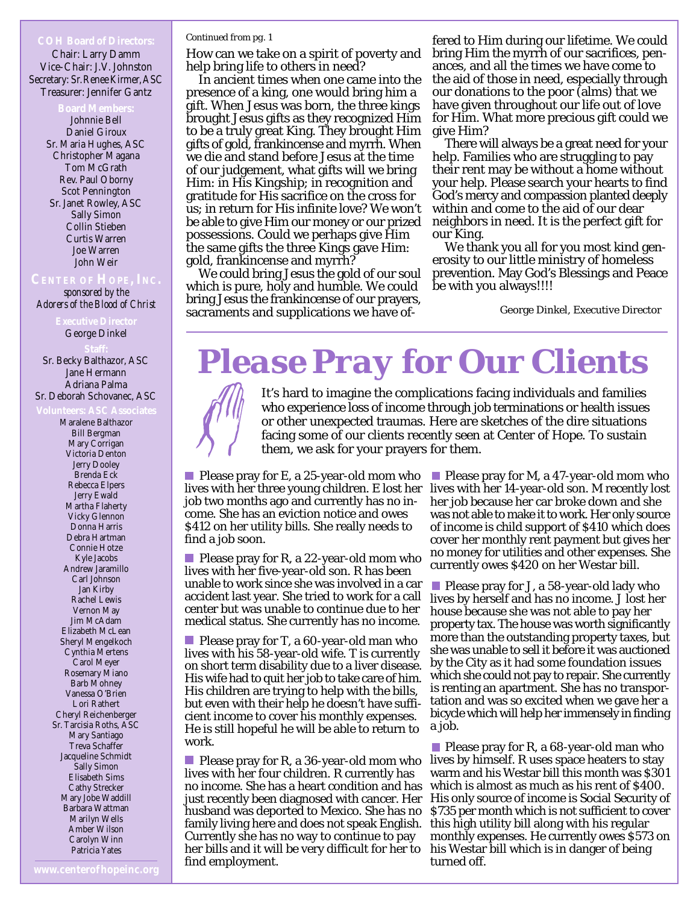**COH Board of Directors:**
Chair: Larry Damm
Vice-Chair: J.V. Johnston
Secretary: Sr. Renee Kirmer, ASC
Treasurer: Jennifer Gantz

**Board Members:**
Johnnie Bell
Daniel Giroux
Sr. Maria Hughes, ASC
Christopher Magana
Tom McGrath
Rev. Paul Oborny
Scot Pennington
Sr. Janet Rowley, ASC
Sally Simon
Collin Stieben
Curtis Warren
Joe Warren
John Weir

**CENTER OF HOPE, INC.**
*sponsored by the Adorers of the Blood of Christ*

**Executive Director**
George Dinkel

**Staff:**
Sr. Becky Balthazor, ASC
Jane Hermann
Adriana Palma
Sr. Deborah Schovanec, ASC

**Volunteers: ASC Associates**
Maralene Balthazor
Bill Bergman
Mary Corrigan
Victoria Denton
Jerry Dooley
Brenda Eck
Rebecca Elpers
Jerry Ewald
Martha Flaherty
Vicky Glennon
Donna Harris
Debra Hartman
Connie Hotze
Kyle Jacobs
Andrew Jaramillo
Carl Johnson
Jan Kirby
Rachel Lewis
Vernon May
Jim McAdam
Elizabeth McLean
Sheryl Mengelkoch
Cynthia Mertens
Carol Meyer
Rosemary Miano
Barb Mohney
Vanessa O'Brien
Lori Rathert
Cheryl Reichenberger
Sr. Tarcisia Roths, ASC
Mary Santiago
Treva Schaffer
Jacqueline Schmidt
Sally Simon
Elisabeth Sims
Cathy Strecker
Mary Jobe Waddill
Barbara Wattman
Marilyn Wells
Amber Wilson
Carolyn Winn
Patricia Yates

www.centerofhopeinc.org

---

*Continued from pg. 1*

How can we take on a spirit of poverty and help bring life to others in need?

In ancient times when one came into the presence of a king, one would bring him a gift. When Jesus was born, the three kings brought Jesus gifts as they recognized Him to be a truly great King. They brought Him gifts of gold, frankincense and myrrh. When we die and stand before Jesus at the time of our judgement, what gifts will we bring Him: in His Kingship; in recognition and gratitude for His sacrifice on the cross for us; in return for His infinite love? We won't be able to give Him our money or our prized possessions. Could we perhaps give Him the same gifts the three Kings gave Him: gold, frankincense and myrrh?

We could bring Jesus the gold of our soul which is pure, holy and humble. We could bring Jesus the frankincense of our prayers, sacraments and supplications we have offered to Him during our lifetime. We could bring Him the myrrh of our sacrifices, penances, and all the times we have come to the aid of those in need, especially through our donations to the poor (alms) that we have given throughout our life out of love for Him. What more precious gift could we give Him?

There will always be a great need for your help. Families who are struggling to pay their rent may be without a home without your help. Please search your hearts to find God's mercy and compassion planted deeply within and come to the aid of our dear neighbors in need. It is the perfect gift for our King.

We thank you all for you most kind generosity to our little ministry of homeless prevention. May God's Blessings and Peace be with you always!!!!

George Dinkel, Executive Director

# Please Pray for Our Clients

It's hard to imagine the complications facing individuals and families who experience loss of income through job terminations or health issues or other unexpected traumas. Here are sketches of the dire situations facing some of our clients recently seen at Center of Hope. To sustain them, we ask for your prayers for them.

- Please pray for E, a 25-year-old mom who lives with her three young children. E lost her job two months ago and currently has no income. She has an eviction notice and owes $412 on her utility bills. She really needs to find a job soon.

- Please pray for R, a 22-year-old mom who lives with her five-year-old son. R has been unable to work since she was involved in a car accident last year. She tried to work for a call center but was unable to continue due to her medical status. She currently has no income.

- Please pray for T, a 60-year-old man who lives with his 58-year-old wife. T is currently on short term disability due to a liver disease. His wife had to quit her job to take care of him. His children are trying to help with the bills, but even with their help he doesn't have sufficient income to cover his monthly expenses. He is still hopeful he will be able to return to work.

- Please pray for R, a 36-year-old mom who lives with her four children. R currently has no income. She has a heart condition and has just recently been diagnosed with cancer. Her husband was deported to Mexico. She has no family living here and does not speak English. Currently she has no way to continue to pay her bills and it will be very difficult for her to find employment.

- Please pray for M, a 47-year-old mom who lives with her 14-year-old son. M recently lost her job because her car broke down and she was not able to make it to work. Her only source of income is child support of $410 which does cover her monthly rent payment but gives her no money for utilities and other expenses. She currently owes $420 on her Westar bill.

- Please pray for J, a 58-year-old lady who lives by herself and has no income. J lost her house because she was not able to pay her property tax. The house was worth significantly more than the outstanding property taxes, but she was unable to sell it before it was auctioned by the City as it had some foundation issues which she could not pay to repair. She currently is renting an apartment. She has no transportation and was so excited when we gave her a bicycle which will help her immensely in finding a job.

- Please pray for R, a 68-year-old man who lives by himself. R uses space heaters to stay warm and his Westar bill this month was $301 which is almost as much as his rent of $400. His only source of income is Social Security of $735 per month which is not sufficient to cover this high utility bill along with his regular monthly expenses. He currently owes $573 on his Westar bill which is in danger of being turned off.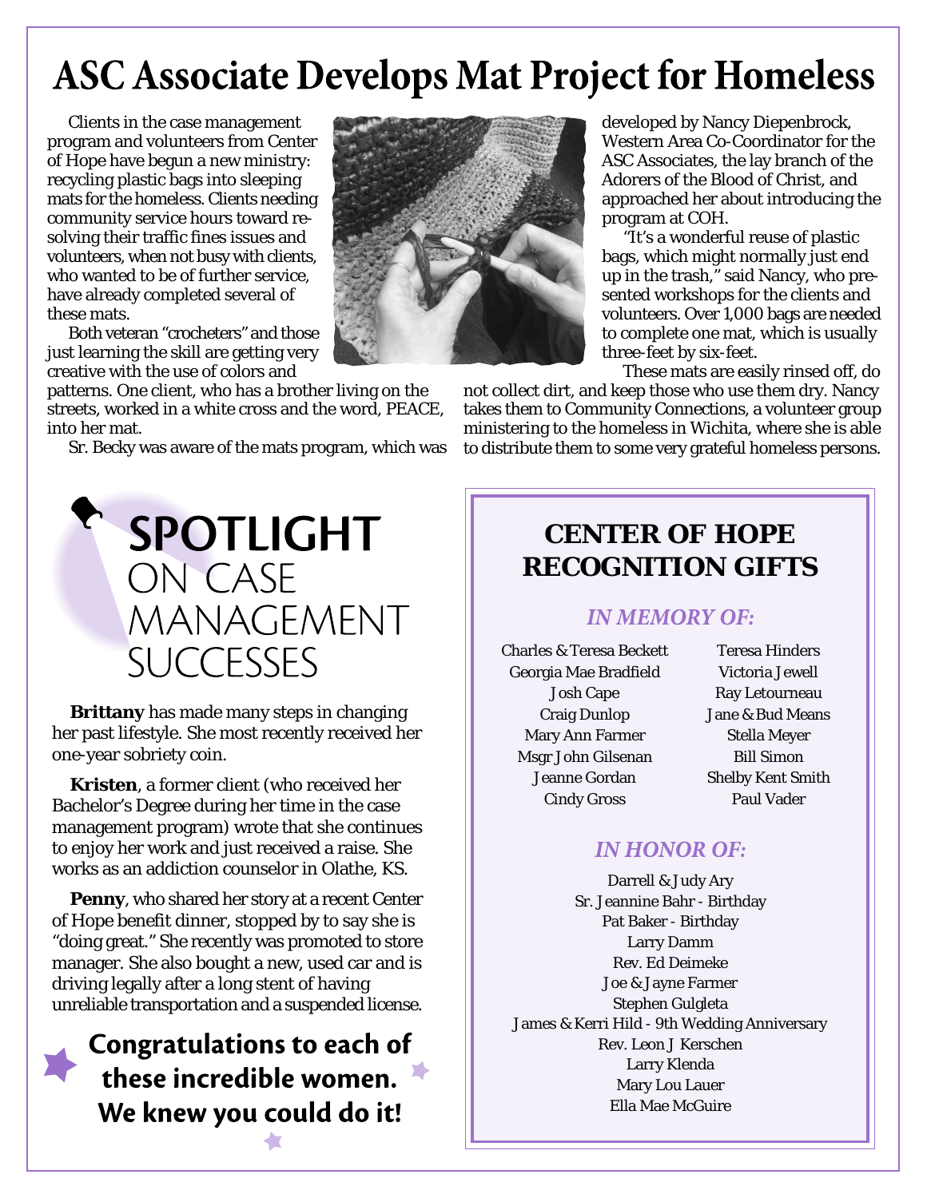# ASC Associate Develops Mat Project for Homeless

Clients in the case management program and volunteers from Center of Hope have begun a new ministry: recycling plastic bags into sleeping mats for the homeless. Clients needing community service hours toward resolving their traffic fines issues and volunteers, when not busy with clients, who wanted to be of further service, have already completed several of these mats.

Both veteran "crocheters" and those just learning the skill are getting very creative with the use of colors and patterns. One client, who has a brother living on the streets, worked in a white cross and the word, PEACE, into her mat.

Sr. Becky was aware of the mats program, which was developed by Nancy Diepenbrock, Western Area Co-Coordinator for the ASC Associates, the lay branch of the Adorers of the Blood of Christ, and approached her about introducing the program at COH.

"It's a wonderful reuse of plastic bags, which might normally just end up in the trash," said Nancy, who presented workshops for the clients and volunteers. Over 1,000 bags are needed to complete one mat, which is usually three-feet by six-feet.

These mats are easily rinsed off, do not collect dirt, and keep those who use them dry. Nancy takes them to Community Connections, a volunteer group ministering to the homeless in Wichita, where she is able to distribute them to some very grateful homeless persons.

## SPOTLIGHT ON CASE MANAGEMENT SUCCESSES

**Brittany** has made many steps in changing her past lifestyle. She most recently received her one-year sobriety coin.

**Kristen**, a former client (who received her Bachelor's Degree during her time in the case management program) wrote that she continues to enjoy her work and just received a raise. She works as an addiction counselor in Olathe, KS.

**Penny**, who shared her story at a recent Center of Hope benefit dinner, stopped by to say she is "doing great." She recently was promoted to store manager. She also bought a new, used car and is driving legally after a long stent of having unreliable transportation and a suspended license.

**Congratulations to each of these incredible women. We knew you could do it!**

## CENTER OF HOPE RECOGNITION GIFTS

### *IN MEMORY OF:*

Charles & Teresa Beckett
Georgia Mae Bradfield
Josh Cape
Craig Dunlop
Mary Ann Farmer
Msgr John Gilsenan
Jeanne Gordan
Cindy Gross
Teresa Hinders
Victoria Jewell
Ray Letourneau
Jane & Bud Means
Stella Meyer
Bill Simon
Shelby Kent Smith
Paul Vader

### *IN HONOR OF:*

Darrell & Judy Ary
Sr. Jeannine Bahr - Birthday
Pat Baker - Birthday
Larry Damm
Rev. Ed Deimeke
Joe & Jayne Farmer
Stephen Gulgleta
James & Kerri Hild - 9th Wedding Anniversary
Rev. Leon J Kerschen
Larry Klenda
Mary Lou Lauer
Ella Mae McGuire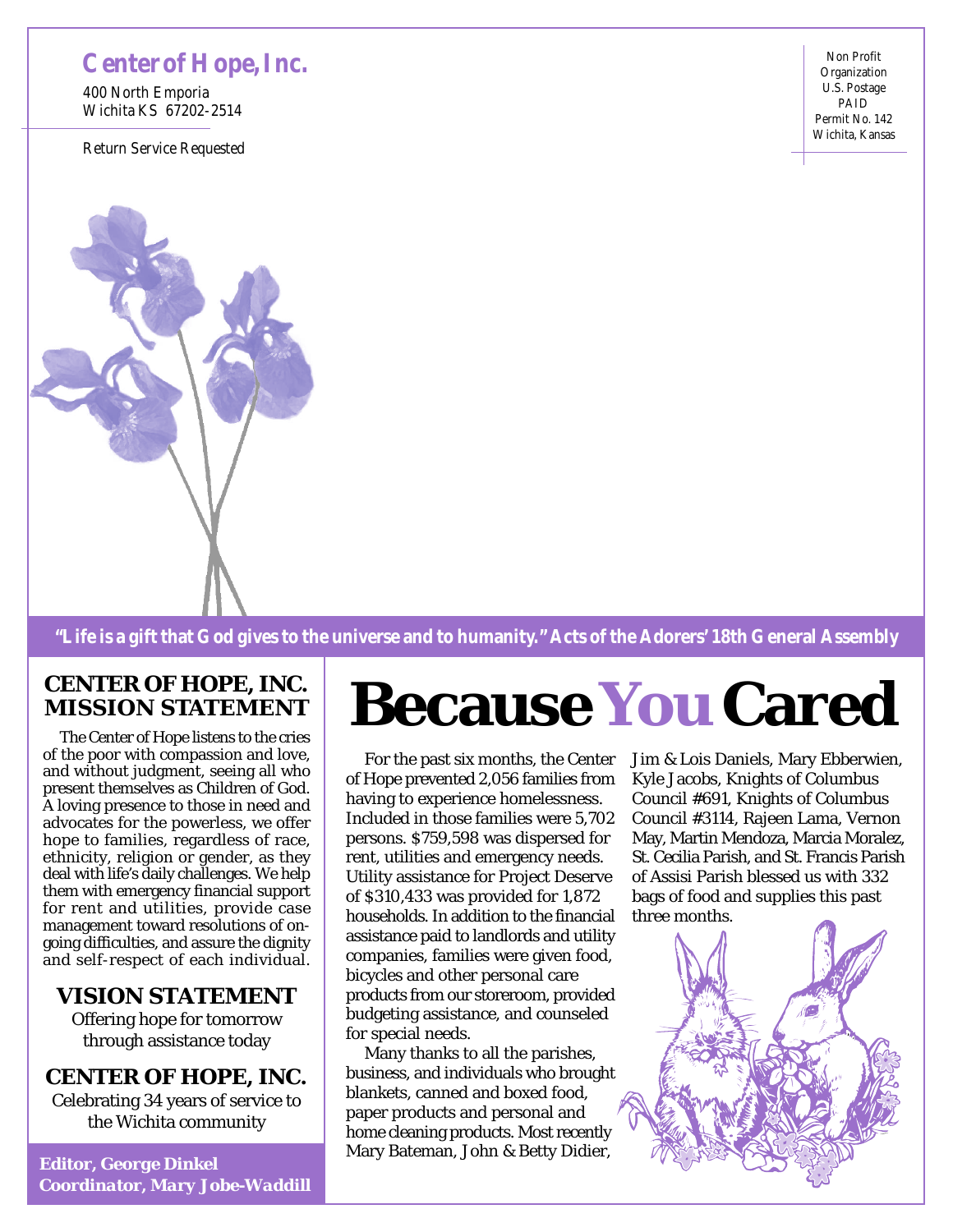**Center of Hope, Inc.**

400 North Emporia
Wichita KS 67202-2514

Return Service Requested

Non Profit
Organization
U.S. Postage
PAID
Permit No. 142
Wichita, Kansas

***"Life is a gift that God gives to the universe and to humanity." Acts of the Adorers' 18th General Assembly***

## CENTER OF HOPE, INC. MISSION STATEMENT

The Center of Hope listens to the cries of the poor with compassion and love, and without judgment, seeing all who present themselves as Children of God. A loving presence to those in need and advocates for the powerless, we offer hope to families, regardless of race, ethnicity, religion or gender, as they deal with life's daily challenges. We help them with emergency financial support for rent and utilities, provide case management toward resolutions of ongoing difficulties, and assure the dignity and self-respect of each individual.

## VISION STATEMENT

Offering hope for tomorrow through assistance today

## CENTER OF HOPE, INC.

Celebrating 34 years of service to the Wichita community

***Editor, George Dinkel***
***Coordinator, Mary Jobe-Waddill***

# Because You Cared

For the past six months, the Center of Hope prevented 2,056 families from having to experience homelessness. Included in those families were 5,702 persons. $759,598 was dispersed for rent, utilities and emergency needs. Utility assistance for Project Deserve of $310,433 was provided for 1,872 households. In addition to the financial assistance paid to landlords and utility companies, families were given food, bicycles and other personal care products from our storeroom, provided budgeting assistance, and counseled for special needs.

Many thanks to all the parishes, business, and individuals who brought blankets, canned and boxed food, paper products and personal and home cleaning products. Most recently Mary Bateman, John & Betty Didier, Jim & Lois Daniels, Mary Ebberwien, Kyle Jacobs, Knights of Columbus Council #691, Knights of Columbus Council #3114, Rajeen Lama, Vernon May, Martin Mendoza, Marcia Moralez, St. Cecilia Parish, and St. Francis Parish of Assisi Parish blessed us with 332 bags of food and supplies this past three months.